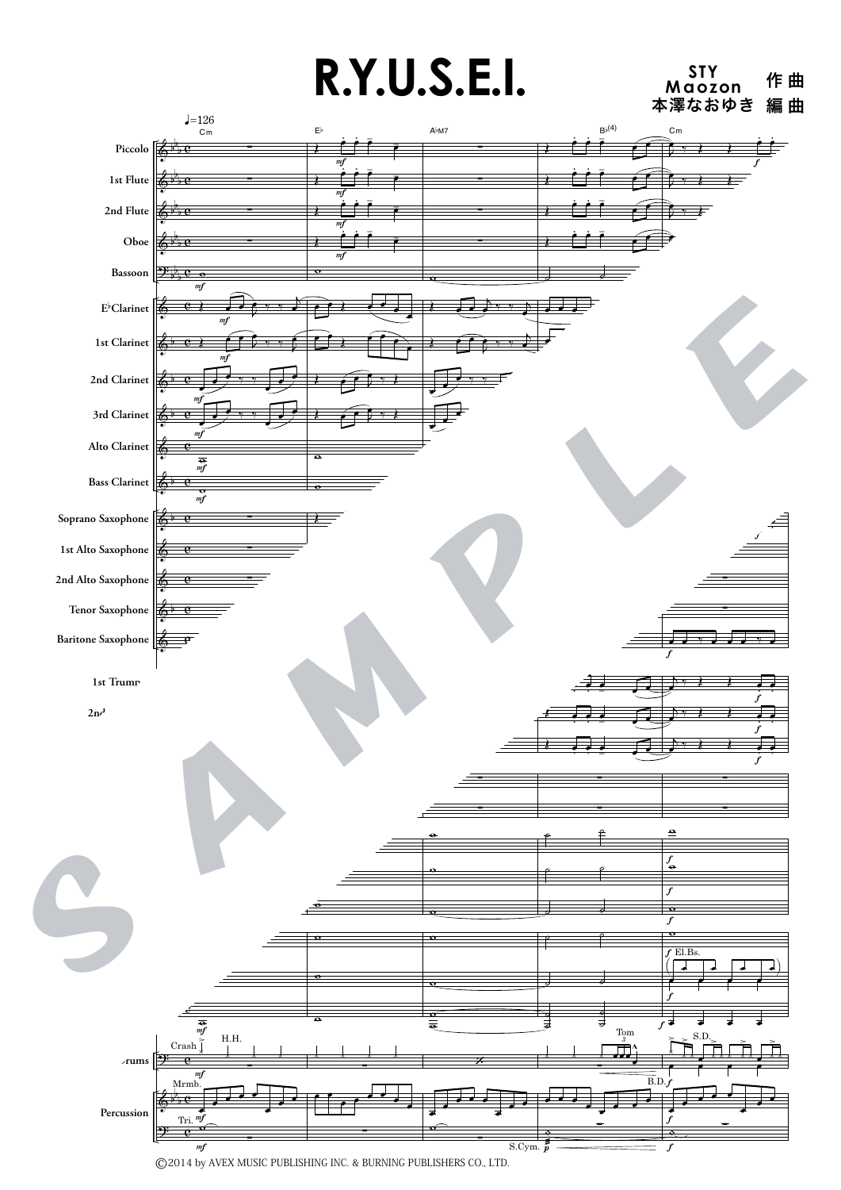# R.Y.U.S.E.I.

STY
Maozon 作曲
本澤なおゆき 編曲

©2014 by AVEX MUSIC PUBLISHING INC. & BURNING PUBLISHERS CO., LTD.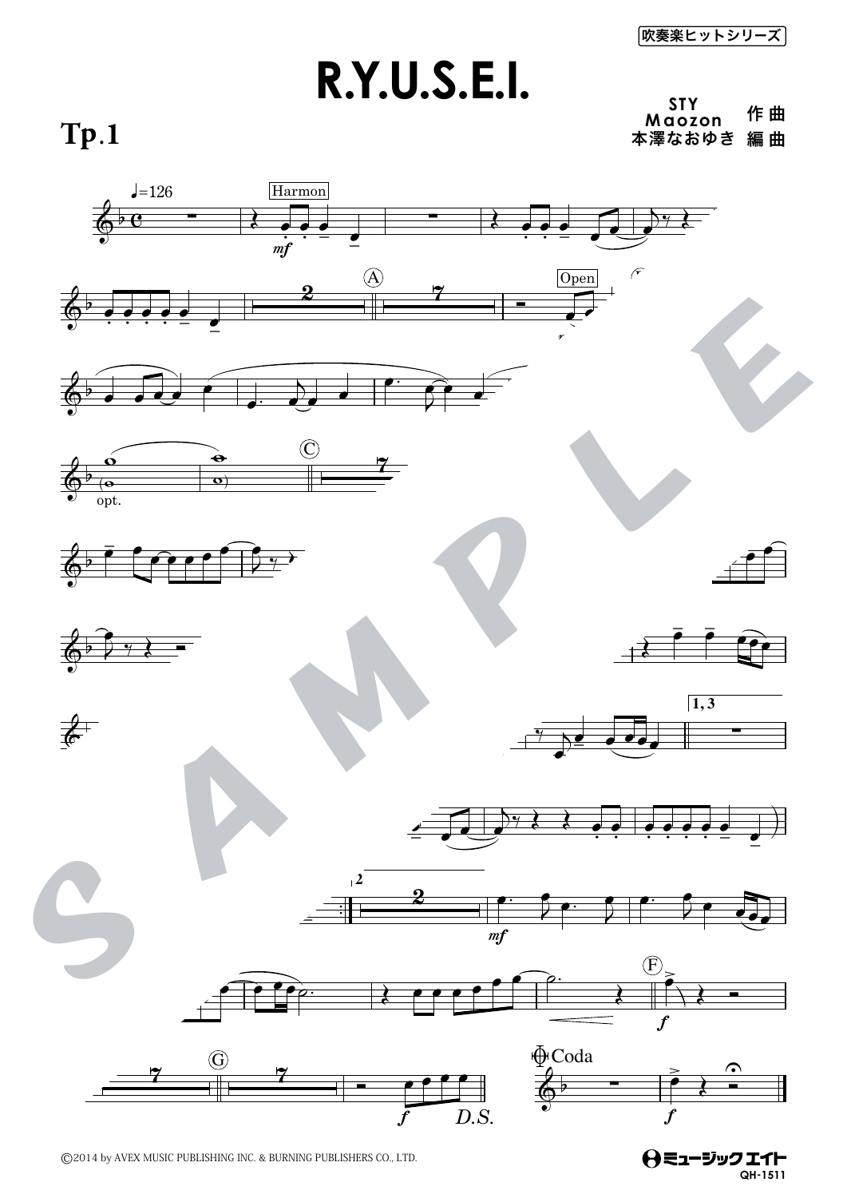吹奏楽ヒットシリーズ

# R.Y.U.S.E.I.

## Tp.1

STY
Maozon 作曲
本澤なおゆき 編曲

©2014 by AVEX MUSIC PUBLISHING INC. & BURNING PUBLISHERS CO., LTD.

ミュージックエイト
QH-1511